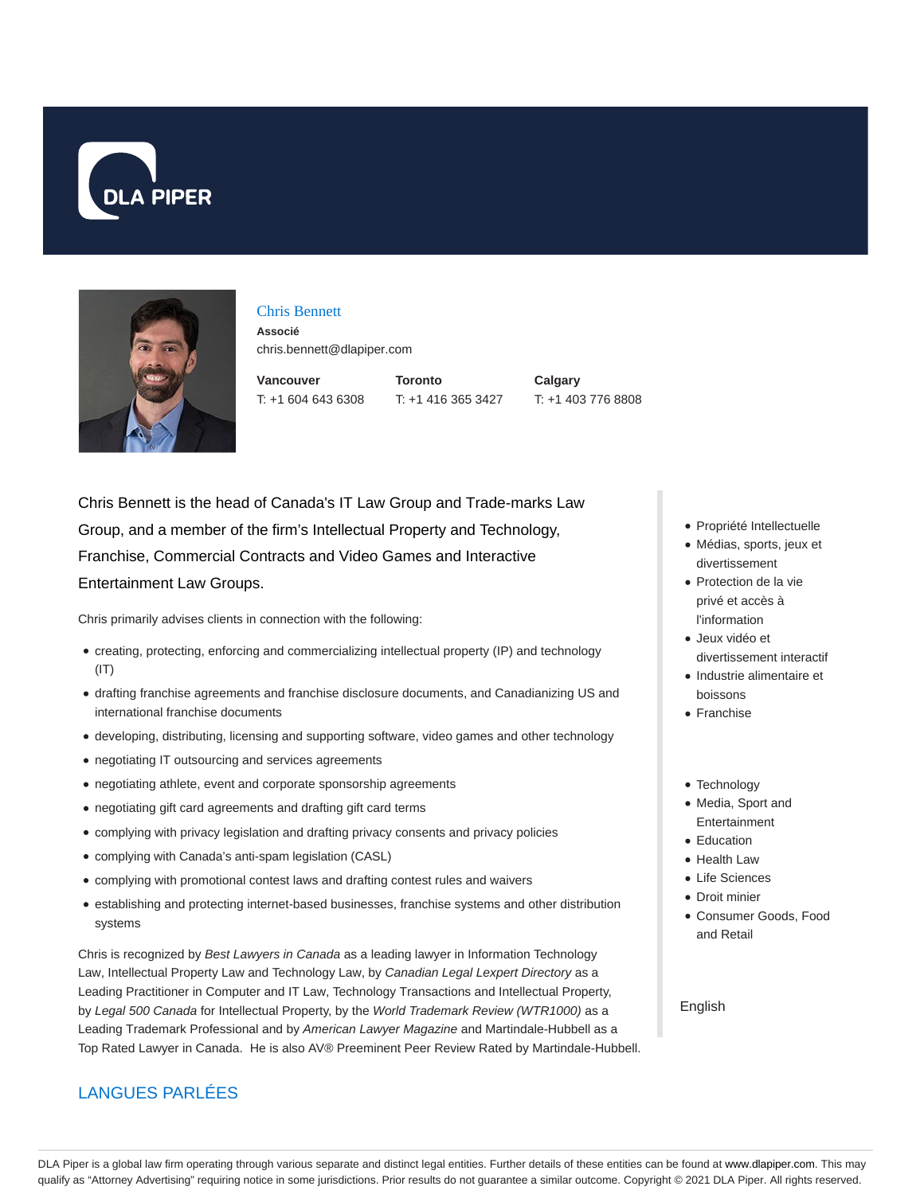DLA PIPER

## Chris Bennett

**Associé**

chris.bennett@dlapiper.com

**Vancouver**
T: +1 604 643 6308

**Toronto**
T: +1 416 365 3427

**Calgary**
T: +1 403 776 8808

Chris Bennett is the head of Canada's IT Law Group and Trade-marks Law Group, and a member of the firm's Intellectual Property and Technology, Franchise, Commercial Contracts and Video Games and Interactive Entertainment Law Groups.

Chris primarily advises clients in connection with the following:

- creating, protecting, enforcing and commercializing intellectual property (IP) and technology (IT)
- drafting franchise agreements and franchise disclosure documents, and Canadianizing US and international franchise documents
- developing, distributing, licensing and supporting software, video games and other technology
- negotiating IT outsourcing and services agreements
- negotiating athlete, event and corporate sponsorship agreements
- negotiating gift card agreements and drafting gift card terms
- complying with privacy legislation and drafting privacy consents and privacy policies
- complying with Canada's anti-spam legislation (CASL)
- complying with promotional contest laws and drafting contest rules and waivers
- establishing and protecting internet-based businesses, franchise systems and other distribution systems

Chris is recognized by *Best Lawyers in Canada* as a leading lawyer in Information Technology Law, Intellectual Property Law and Technology Law, by *Canadian Legal Lexpert Directory* as a Leading Practitioner in Computer and IT Law, Technology Transactions and Intellectual Property, by *Legal 500 Canada* for Intellectual Property, by the *World Trademark Review (WTR1000)* as a Leading Trademark Professional and by *American Lawyer Magazine* and Martindale-Hubbell as a Top Rated Lawyer in Canada.  He is also AV® Preeminent Peer Review Rated by Martindale-Hubbell.

- Propriété Intellectuelle
- Médias, sports, jeux et divertissement
- Protection de la vie privé et accès à l'information
- Jeux vidéo et divertissement interactif
- Industrie alimentaire et boissons
- Franchise

- Technology
- Media, Sport and Entertainment
- Education
- Health Law
- Life Sciences
- Droit minier
- Consumer Goods, Food and Retail

## LANGUES PARLÉES

English

DLA Piper is a global law firm operating through various separate and distinct legal entities. Further details of these entities can be found at www.dlapiper.com. This may qualify as "Attorney Advertising" requiring notice in some jurisdictions. Prior results do not guarantee a similar outcome. Copyright © 2021 DLA Piper. All rights reserved.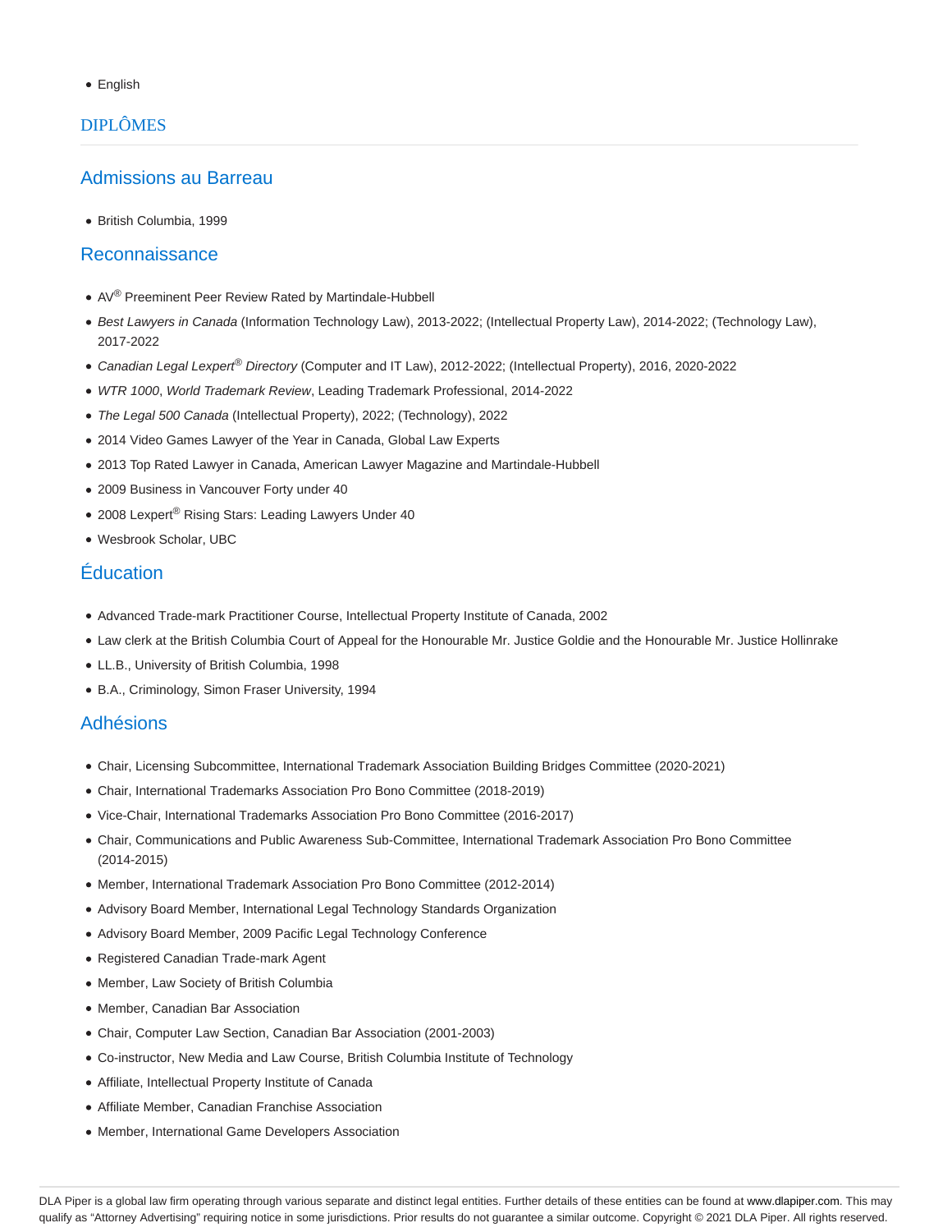- English

## DIPLÔMES

### Admissions au Barreau

- British Columbia, 1999

### Reconnaissance

- AV® Preeminent Peer Review Rated by Martindale-Hubbell
- *Best Lawyers in Canada* (Information Technology Law), 2013-2022; (Intellectual Property Law), 2014-2022; (Technology Law), 2017-2022
- *Canadian Legal Lexpert® Directory* (Computer and IT Law), 2012-2022; (Intellectual Property), 2016, 2020-2022
- *WTR 1000*, *World Trademark Review*, Leading Trademark Professional, 2014-2022
- *The Legal 500 Canada* (Intellectual Property), 2022; (Technology), 2022
- 2014 Video Games Lawyer of the Year in Canada, Global Law Experts
- 2013 Top Rated Lawyer in Canada, American Lawyer Magazine and Martindale-Hubbell
- 2009 Business in Vancouver Forty under 40
- 2008 Lexpert® Rising Stars: Leading Lawyers Under 40
- Wesbrook Scholar, UBC

### Éducation

- Advanced Trade-mark Practitioner Course, Intellectual Property Institute of Canada, 2002
- Law clerk at the British Columbia Court of Appeal for the Honourable Mr. Justice Goldie and the Honourable Mr. Justice Hollinrake
- LL.B., University of British Columbia, 1998
- B.A., Criminology, Simon Fraser University, 1994

### Adhésions

- Chair, Licensing Subcommittee, International Trademark Association Building Bridges Committee (2020-2021)
- Chair, International Trademarks Association Pro Bono Committee (2018-2019)
- Vice-Chair, International Trademarks Association Pro Bono Committee (2016-2017)
- Chair, Communications and Public Awareness Sub-Committee, International Trademark Association Pro Bono Committee (2014-2015)
- Member, International Trademark Association Pro Bono Committee (2012-2014)
- Advisory Board Member, International Legal Technology Standards Organization
- Advisory Board Member, 2009 Pacific Legal Technology Conference
- Registered Canadian Trade-mark Agent
- Member, Law Society of British Columbia
- Member, Canadian Bar Association
- Chair, Computer Law Section, Canadian Bar Association (2001-2003)
- Co-instructor, New Media and Law Course, British Columbia Institute of Technology
- Affiliate, Intellectual Property Institute of Canada
- Affiliate Member, Canadian Franchise Association
- Member, International Game Developers Association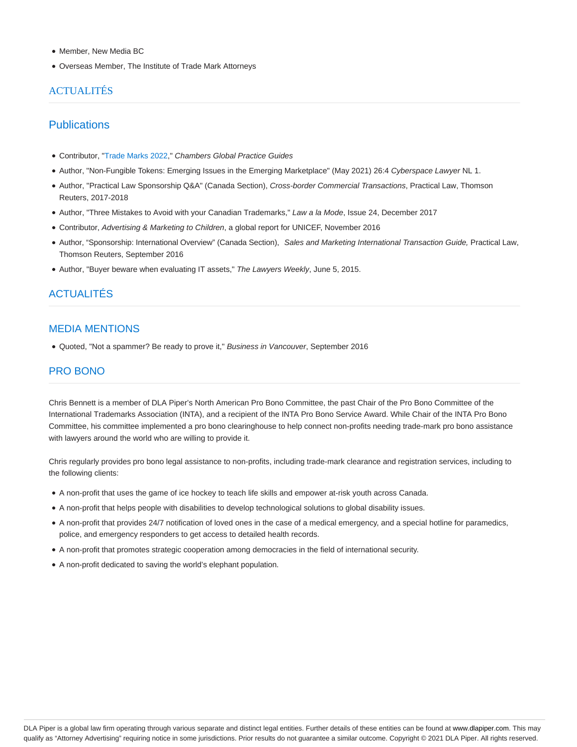- Member, New Media BC
- Overseas Member, The Institute of Trade Mark Attorneys

## ACTUALITÉS

## Publications

- Contributor, "Trade Marks 2022," *Chambers Global Practice Guides*
- Author, "Non-Fungible Tokens: Emerging Issues in the Emerging Marketplace" (May 2021) 26:4 *Cyberspace Lawyer* NL 1.
- Author, "Practical Law Sponsorship Q&A" (Canada Section), *Cross-border Commercial Transactions*, Practical Law, Thomson Reuters, 2017-2018
- Author, "Three Mistakes to Avoid with your Canadian Trademarks," *Law a la Mode*, Issue 24, December 2017
- Contributor, *Advertising & Marketing to Children*, a global report for UNICEF, November 2016
- Author, "Sponsorship: International Overview" (Canada Section), *Sales and Marketing International Transaction Guide,* Practical Law, Thomson Reuters, September 2016
- Author, "Buyer beware when evaluating IT assets," *The Lawyers Weekly*, June 5, 2015.

## ACTUALITÉS

### MEDIA MENTIONS

- Quoted, "Not a spammer? Be ready to prove it," *Business in Vancouver*, September 2016

## PRO BONO

Chris Bennett is a member of DLA Piper's North American Pro Bono Committee, the past Chair of the Pro Bono Committee of the International Trademarks Association (INTA), and a recipient of the INTA Pro Bono Service Award. While Chair of the INTA Pro Bono Committee, his committee implemented a pro bono clearinghouse to help connect non-profits needing trade-mark pro bono assistance with lawyers around the world who are willing to provide it.

Chris regularly provides pro bono legal assistance to non-profits, including trade-mark clearance and registration services, including to the following clients:

- A non-profit that uses the game of ice hockey to teach life skills and empower at-risk youth across Canada.
- A non-profit that helps people with disabilities to develop technological solutions to global disability issues.
- A non-profit that provides 24/7 notification of loved ones in the case of a medical emergency, and a special hotline for paramedics, police, and emergency responders to get access to detailed health records.
- A non-profit that promotes strategic cooperation among democracies in the field of international security.
- A non-profit dedicated to saving the world's elephant population.

DLA Piper is a global law firm operating through various separate and distinct legal entities. Further details of these entities can be found at www.dlapiper.com. This may qualify as "Attorney Advertising" requiring notice in some jurisdictions. Prior results do not guarantee a similar outcome. Copyright © 2021 DLA Piper. All rights reserved.